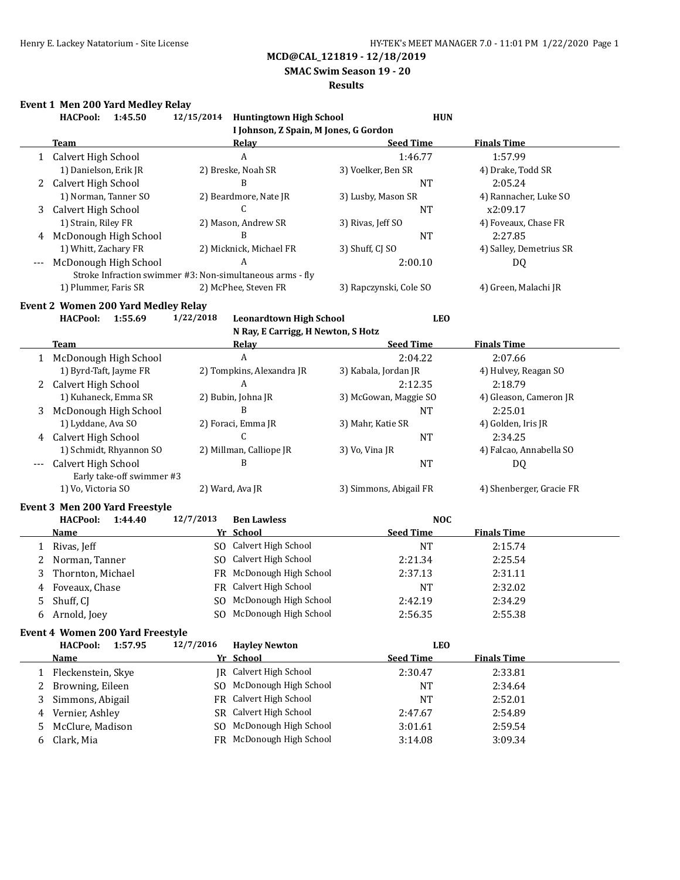**MCD@CAL_121819 - 12/18/2019**

**SMAC Swim Season 19 - 20**

**Results**

### Event 1 Men 200 Yard Medley Relay

**HACPool: 1:45.50** 12/15/2014 **Huntingtown High School** **HUN**
**I Johnson, Z Spain, M Jones, G Gordon**

| | Team | Relay | Seed Time | Finals Time |
|---|---|---|---|---|
| 1 | Calvert High School | A | 1:46.77 | 1:57.99 |
| | 1) Danielson, Erik JR | 2) Breske, Noah SR | 3) Voelker, Ben SR | 4) Drake, Todd SR |
| 2 | Calvert High School | B | NT | 2:05.24 |
| | 1) Norman, Tanner SO | 2) Beardmore, Nate JR | 3) Lusby, Mason SR | 4) Rannacher, Luke SO |
| 3 | Calvert High School | C | NT | x2:09.17 |
| | 1) Strain, Riley FR | 2) Mason, Andrew SR | 3) Rivas, Jeff SO | 4) Foveaux, Chase FR |
| 4 | McDonough High School | B | NT | 2:27.85 |
| | 1) Whitt, Zachary FR | 2) Micknick, Michael FR | 3) Shuff, CJ SO | 4) Salley, Demetrius SR |
| --- | McDonough High School | A | 2:00.10 | DQ |
| | Stroke Infraction swimmer #3: Non-simultaneous arms - fly | | | |
| | 1) Plummer, Faris SR | 2) McPhee, Steven FR | 3) Rapczynski, Cole SO | 4) Green, Malachi JR |

### Event 2 Women 200 Yard Medley Relay

**HACPool: 1:55.69** 1/22/2018 **Leonardtown High School** **LEO**
**N Ray, E Carrigg, H Newton, S Hotz**

| | Team | Relay | Seed Time | Finals Time |
|---|---|---|---|---|
| 1 | McDonough High School | A | 2:04.22 | 2:07.66 |
| | 1) Byrd-Taft, Jayme FR | 2) Tompkins, Alexandra JR | 3) Kabala, Jordan JR | 4) Hulvey, Reagan SO |
| 2 | Calvert High School | A | 2:12.35 | 2:18.79 |
| | 1) Kuhaneck, Emma SR | 2) Bubin, Johna JR | 3) McGowan, Maggie SO | 4) Gleason, Cameron JR |
| 3 | McDonough High School | B | NT | 2:25.01 |
| | 1) Lyddane, Ava SO | 2) Foraci, Emma JR | 3) Mahr, Katie SR | 4) Golden, Iris JR |
| 4 | Calvert High School | C | NT | 2:34.25 |
| | 1) Schmidt, Rhyannon SO | 2) Millman, Calliope JR | 3) Vo, Vina JR | 4) Falcao, Annabella SO |
| --- | Calvert High School | B | NT | DQ |
| | Early take-off swimmer #3 | | | |
| | 1) Vo, Victoria SO | 2) Ward, Ava JR | 3) Simmons, Abigail FR | 4) Shenberger, Gracie FR |

### Event 3 Men 200 Yard Freestyle

**HACPool: 1:44.40** 12/7/2013 **Ben Lawless** **NOC**

| | Name | Yr | School | Seed Time | Finals Time |
|---|---|---|---|---|---|
| 1 | Rivas, Jeff | SO | Calvert High School | NT | 2:15.74 |
| 2 | Norman, Tanner | SO | Calvert High School | 2:21.34 | 2:25.54 |
| 3 | Thornton, Michael | FR | McDonough High School | 2:37.13 | 2:31.11 |
| 4 | Foveaux, Chase | FR | Calvert High School | NT | 2:32.02 |
| 5 | Shuff, CJ | SO | McDonough High School | 2:42.19 | 2:34.29 |
| 6 | Arnold, Joey | SO | McDonough High School | 2:56.35 | 2:55.38 |

### Event 4 Women 200 Yard Freestyle

**HACPool: 1:57.95** 12/7/2016 **Hayley Newton** **LEO**

| | Name | Yr | School | Seed Time | Finals Time |
|---|---|---|---|---|---|
| 1 | Fleckenstein, Skye | JR | Calvert High School | 2:30.47 | 2:33.81 |
| 2 | Browning, Eileen | SO | McDonough High School | NT | 2:34.64 |
| 3 | Simmons, Abigail | FR | Calvert High School | NT | 2:52.01 |
| 4 | Vernier, Ashley | SR | Calvert High School | 2:47.67 | 2:54.89 |
| 5 | McClure, Madison | SO | McDonough High School | 3:01.61 | 2:59.54 |
| 6 | Clark, Mia | FR | McDonough High School | 3:14.08 | 3:09.34 |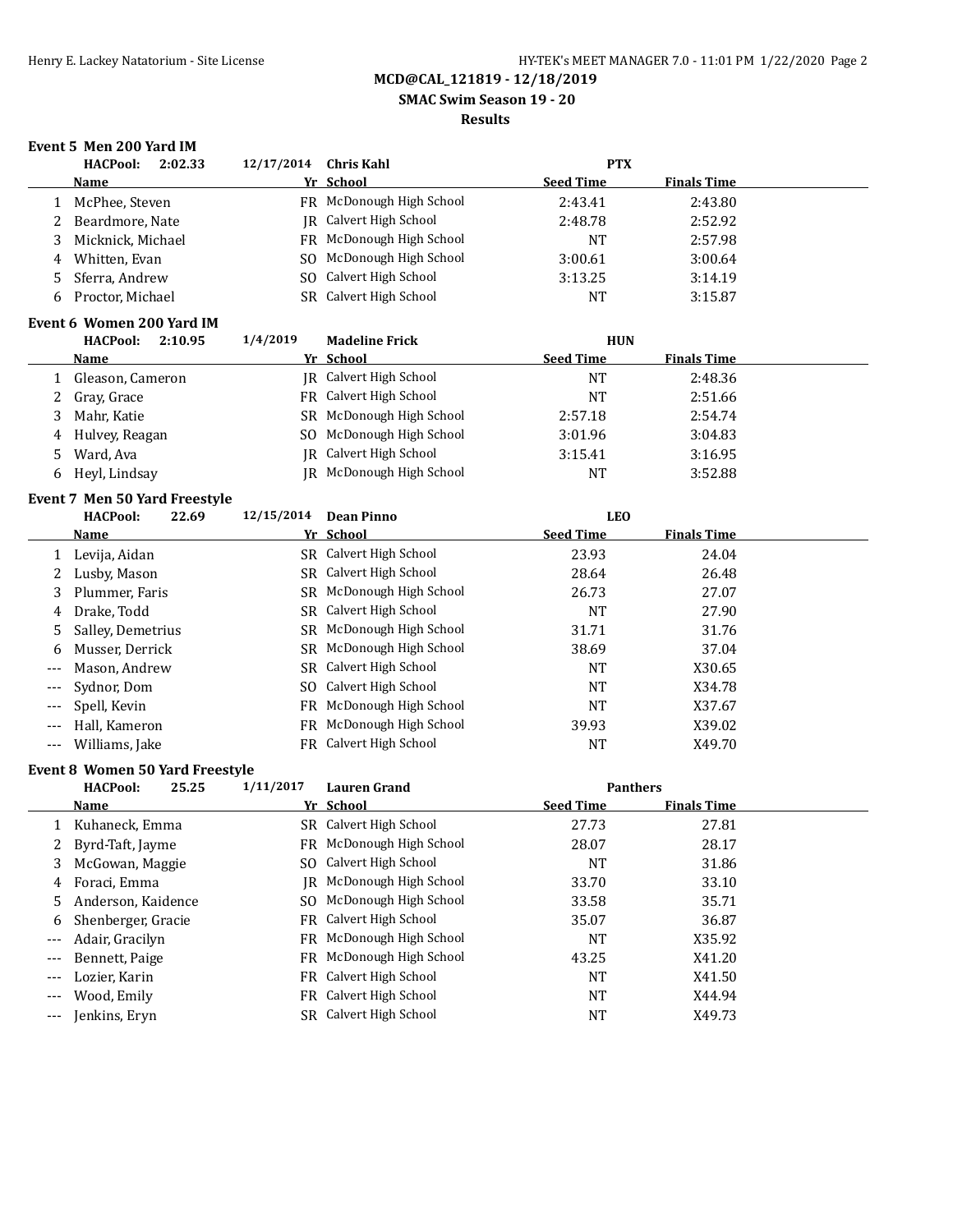**MCD@CAL_121819 - 12/18/2019**

**SMAC Swim Season 19 - 20**

**Results**

### Event 5 Men 200 Yard IM

**HACPool: 2:02.33** 12/17/2014 **Chris Kahl** **PTX**

| | Name | Yr | School | Seed Time | Finals Time |
|---|---|---|---|---|---|
| 1 | McPhee, Steven | FR | McDonough High School | 2:43.41 | 2:43.80 |
| 2 | Beardmore, Nate | JR | Calvert High School | 2:48.78 | 2:52.92 |
| 3 | Micknick, Michael | FR | McDonough High School | NT | 2:57.98 |
| 4 | Whitten, Evan | SO | McDonough High School | 3:00.61 | 3:00.64 |
| 5 | Sferra, Andrew | SO | Calvert High School | 3:13.25 | 3:14.19 |
| 6 | Proctor, Michael | SR | Calvert High School | NT | 3:15.87 |

### Event 6 Women 200 Yard IM

**HACPool: 2:10.95** 1/4/2019 **Madeline Frick** **HUN**

| | Name | Yr | School | Seed Time | Finals Time |
|---|---|---|---|---|---|
| 1 | Gleason, Cameron | JR | Calvert High School | NT | 2:48.36 |
| 2 | Gray, Grace | FR | Calvert High School | NT | 2:51.66 |
| 3 | Mahr, Katie | SR | McDonough High School | 2:57.18 | 2:54.74 |
| 4 | Hulvey, Reagan | SO | McDonough High School | 3:01.96 | 3:04.83 |
| 5 | Ward, Ava | JR | Calvert High School | 3:15.41 | 3:16.95 |
| 6 | Heyl, Lindsay | JR | McDonough High School | NT | 3:52.88 |

### Event 7 Men 50 Yard Freestyle

**HACPool: 22.69** 12/15/2014 **Dean Pinno** **LEO**

| | Name | Yr | School | Seed Time | Finals Time |
|---|---|---|---|---|---|
| 1 | Levija, Aidan | SR | Calvert High School | 23.93 | 24.04 |
| 2 | Lusby, Mason | SR | Calvert High School | 28.64 | 26.48 |
| 3 | Plummer, Faris | SR | McDonough High School | 26.73 | 27.07 |
| 4 | Drake, Todd | SR | Calvert High School | NT | 27.90 |
| 5 | Salley, Demetrius | SR | McDonough High School | 31.71 | 31.76 |
| 6 | Musser, Derrick | SR | McDonough High School | 38.69 | 37.04 |
| --- | Mason, Andrew | SR | Calvert High School | NT | X30.65 |
| --- | Sydnor, Dom | SO | Calvert High School | NT | X34.78 |
| --- | Spell, Kevin | FR | McDonough High School | NT | X37.67 |
| --- | Hall, Kameron | FR | McDonough High School | 39.93 | X39.02 |
| --- | Williams, Jake | FR | Calvert High School | NT | X49.70 |

### Event 8 Women 50 Yard Freestyle

**HACPool: 25.25** 1/11/2017 **Lauren Grand** **Panthers**

| | Name | Yr | School | Seed Time | Finals Time |
|---|---|---|---|---|---|
| 1 | Kuhaneck, Emma | SR | Calvert High School | 27.73 | 27.81 |
| 2 | Byrd-Taft, Jayme | FR | McDonough High School | 28.07 | 28.17 |
| 3 | McGowan, Maggie | SO | Calvert High School | NT | 31.86 |
| 4 | Foraci, Emma | JR | McDonough High School | 33.70 | 33.10 |
| 5 | Anderson, Kaidence | SO | McDonough High School | 33.58 | 35.71 |
| 6 | Shenberger, Gracie | FR | Calvert High School | 35.07 | 36.87 |
| --- | Adair, Gracilyn | FR | McDonough High School | NT | X35.92 |
| --- | Bennett, Paige | FR | McDonough High School | 43.25 | X41.20 |
| --- | Lozier, Karin | FR | Calvert High School | NT | X41.50 |
| --- | Wood, Emily | FR | Calvert High School | NT | X44.94 |
| --- | Jenkins, Eryn | SR | Calvert High School | NT | X49.73 |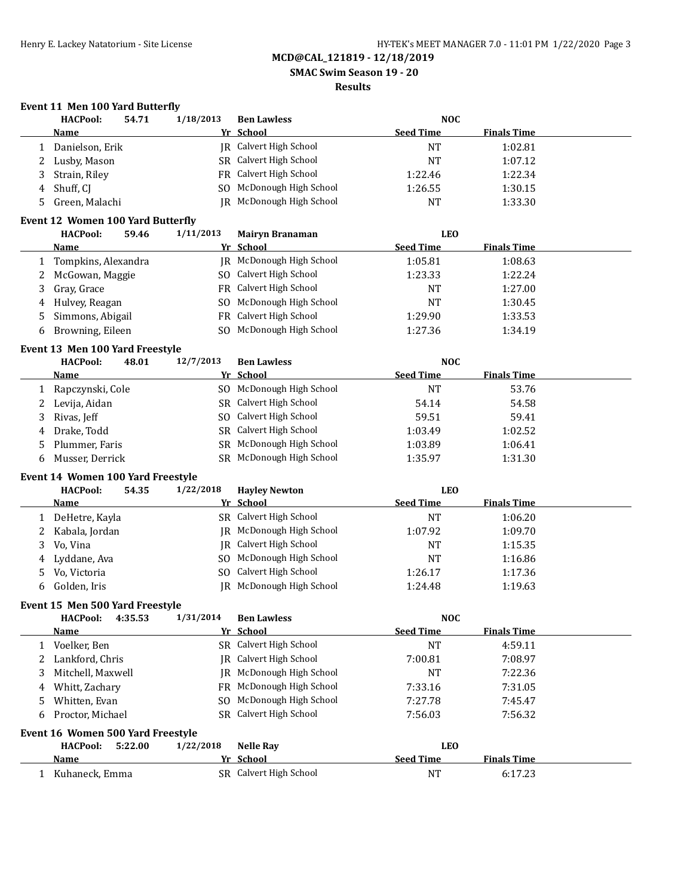**MCD@CAL_121819 - 12/18/2019**

**SMAC Swim Season 19 - 20**

**Results**

### Event 11 Men 100 Yard Butterfly

HACPool: 54.71 1/18/2013 Ben Lawless NOC

| | Name | Yr | School | Seed Time | Finals Time |
|---|---|---|---|---|---|
| 1 | Danielson, Erik | JR | Calvert High School | NT | 1:02.81 |
| 2 | Lusby, Mason | SR | Calvert High School | NT | 1:07.12 |
| 3 | Strain, Riley | FR | Calvert High School | 1:22.46 | 1:22.34 |
| 4 | Shuff, CJ | SO | McDonough High School | 1:26.55 | 1:30.15 |
| 5 | Green, Malachi | JR | McDonough High School | NT | 1:33.30 |

### Event 12 Women 100 Yard Butterfly

HACPool: 59.46 1/11/2013 Mairyn Branaman LEO

| | Name | Yr | School | Seed Time | Finals Time |
|---|---|---|---|---|---|
| 1 | Tompkins, Alexandra | JR | McDonough High School | 1:05.81 | 1:08.63 |
| 2 | McGowan, Maggie | SO | Calvert High School | 1:23.33 | 1:22.24 |
| 3 | Gray, Grace | FR | Calvert High School | NT | 1:27.00 |
| 4 | Hulvey, Reagan | SO | McDonough High School | NT | 1:30.45 |
| 5 | Simmons, Abigail | FR | Calvert High School | 1:29.90 | 1:33.53 |
| 6 | Browning, Eileen | SO | McDonough High School | 1:27.36 | 1:34.19 |

### Event 13 Men 100 Yard Freestyle

HACPool: 48.01 12/7/2013 Ben Lawless NOC

| | Name | Yr | School | Seed Time | Finals Time |
|---|---|---|---|---|---|
| 1 | Rapczynski, Cole | SO | McDonough High School | NT | 53.76 |
| 2 | Levija, Aidan | SR | Calvert High School | 54.14 | 54.58 |
| 3 | Rivas, Jeff | SO | Calvert High School | 59.51 | 59.41 |
| 4 | Drake, Todd | SR | Calvert High School | 1:03.49 | 1:02.52 |
| 5 | Plummer, Faris | SR | McDonough High School | 1:03.89 | 1:06.41 |
| 6 | Musser, Derrick | SR | McDonough High School | 1:35.97 | 1:31.30 |

### Event 14 Women 100 Yard Freestyle

HACPool: 54.35 1/22/2018 Hayley Newton LEO

| | Name | Yr | School | Seed Time | Finals Time |
|---|---|---|---|---|---|
| 1 | DeHetre, Kayla | SR | Calvert High School | NT | 1:06.20 |
| 2 | Kabala, Jordan | JR | McDonough High School | 1:07.92 | 1:09.70 |
| 3 | Vo, Vina | JR | Calvert High School | NT | 1:15.35 |
| 4 | Lyddane, Ava | SO | McDonough High School | NT | 1:16.86 |
| 5 | Vo, Victoria | SO | Calvert High School | 1:26.17 | 1:17.36 |
| 6 | Golden, Iris | JR | McDonough High School | 1:24.48 | 1:19.63 |

### Event 15 Men 500 Yard Freestyle

HACPool: 4:35.53 1/31/2014 Ben Lawless NOC

| | Name | Yr | School | Seed Time | Finals Time |
|---|---|---|---|---|---|
| 1 | Voelker, Ben | SR | Calvert High School | NT | 4:59.11 |
| 2 | Lankford, Chris | JR | Calvert High School | 7:00.81 | 7:08.97 |
| 3 | Mitchell, Maxwell | JR | McDonough High School | NT | 7:22.36 |
| 4 | Whitt, Zachary | FR | McDonough High School | 7:33.16 | 7:31.05 |
| 5 | Whitten, Evan | SO | McDonough High School | 7:27.78 | 7:45.47 |
| 6 | Proctor, Michael | SR | Calvert High School | 7:56.03 | 7:56.32 |

### Event 16 Women 500 Yard Freestyle

HACPool: 5:22.00 1/22/2018 Nelle Ray LEO

| | Name | Yr | School | Seed Time | Finals Time |
|---|---|---|---|---|---|
| 1 | Kuhaneck, Emma | SR | Calvert High School | NT | 6:17.23 |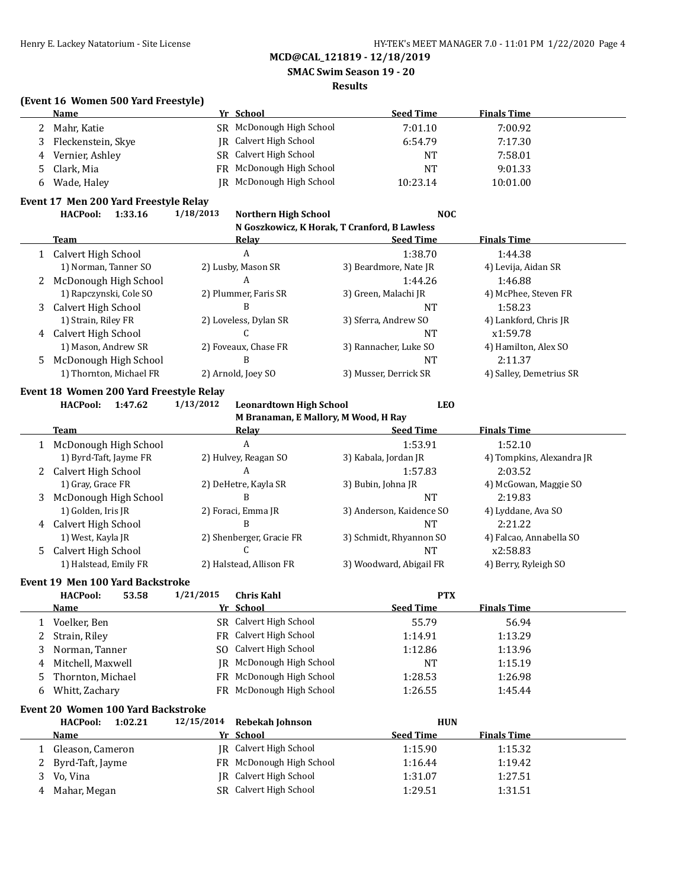## MCD@CAL_121819 - 12/18/2019

## SMAC Swim Season 19 - 20

## Results

### (Event 16 Women 500 Yard Freestyle)

| | Name | Yr | School | Seed Time | Finals Time |
|---|---|---|---|---|---|
| 2 | Mahr, Katie | SR | McDonough High School | 7:01.10 | 7:00.92 |
| 3 | Fleckenstein, Skye | JR | Calvert High School | 6:54.79 | 7:17.30 |
| 4 | Vernier, Ashley | SR | Calvert High School | NT | 7:58.01 |
| 5 | Clark, Mia | FR | McDonough High School | NT | 9:01.33 |
| 6 | Wade, Haley | JR | McDonough High School | 10:23.14 | 10:01.00 |

### Event 17 Men 200 Yard Freestyle Relay

**HACPool: 1:33.16 1/18/2013 Northern High School NOC**
**N Goszkowicz, K Horak, T Cranford, B Lawless**

| | Team | Relay | Seed Time | Finals Time |
|---|---|---|---|---|
| 1 | Calvert High School | A | 1:38.70 | 1:44.38 |
| | 1) Norman, Tanner SO | 2) Lusby, Mason SR | 3) Beardmore, Nate JR | 4) Levija, Aidan SR |
| 2 | McDonough High School | A | 1:44.26 | 1:46.88 |
| | 1) Rapczynski, Cole SO | 2) Plummer, Faris SR | 3) Green, Malachi JR | 4) McPhee, Steven FR |
| 3 | Calvert High School | B | NT | 1:58.23 |
| | 1) Strain, Riley FR | 2) Loveless, Dylan SR | 3) Sferra, Andrew SO | 4) Lankford, Chris JR |
| 4 | Calvert High School | C | NT | x1:59.78 |
| | 1) Mason, Andrew SR | 2) Foveaux, Chase FR | 3) Rannacher, Luke SO | 4) Hamilton, Alex SO |
| 5 | McDonough High School | B | NT | 2:11.37 |
| | 1) Thornton, Michael FR | 2) Arnold, Joey SO | 3) Musser, Derrick SR | 4) Salley, Demetrius SR |

### Event 18 Women 200 Yard Freestyle Relay

**HACPool: 1:47.62 1/13/2012 Leonardtown High School LEO**
**M Branaman, E Mallory, M Wood, H Ray**

| | Team | Relay | Seed Time | Finals Time |
|---|---|---|---|---|
| 1 | McDonough High School | A | 1:53.91 | 1:52.10 |
| | 1) Byrd-Taft, Jayme FR | 2) Hulvey, Reagan SO | 3) Kabala, Jordan JR | 4) Tompkins, Alexandra JR |
| 2 | Calvert High School | A | 1:57.83 | 2:03.52 |
| | 1) Gray, Grace FR | 2) DeHetre, Kayla SR | 3) Bubin, Johna JR | 4) McGowan, Maggie SO |
| 3 | McDonough High School | B | NT | 2:19.83 |
| | 1) Golden, Iris JR | 2) Foraci, Emma JR | 3) Anderson, Kaidence SO | 4) Lyddane, Ava SO |
| 4 | Calvert High School | B | NT | 2:21.22 |
| | 1) West, Kayla JR | 2) Shenberger, Gracie FR | 3) Schmidt, Rhyannon SO | 4) Falcao, Annabella SO |
| 5 | Calvert High School | C | NT | x2:58.83 |
| | 1) Halstead, Emily FR | 2) Halstead, Allison FR | 3) Woodward, Abigail FR | 4) Berry, Ryleigh SO |

### Event 19 Men 100 Yard Backstroke

**HACPool: 53.58 1/21/2015 Chris Kahl PTX**

| | Name | Yr | School | Seed Time | Finals Time |
|---|---|---|---|---|---|
| 1 | Voelker, Ben | SR | Calvert High School | 55.79 | 56.94 |
| 2 | Strain, Riley | FR | Calvert High School | 1:14.91 | 1:13.29 |
| 3 | Norman, Tanner | SO | Calvert High School | 1:12.86 | 1:13.96 |
| 4 | Mitchell, Maxwell | JR | McDonough High School | NT | 1:15.19 |
| 5 | Thornton, Michael | FR | McDonough High School | 1:28.53 | 1:26.98 |
| 6 | Whitt, Zachary | FR | McDonough High School | 1:26.55 | 1:45.44 |

### Event 20 Women 100 Yard Backstroke

**HACPool: 1:02.21 12/15/2014 Rebekah Johnson HUN**

| | Name | Yr | School | Seed Time | Finals Time |
|---|---|---|---|---|---|
| 1 | Gleason, Cameron | JR | Calvert High School | 1:15.90 | 1:15.32 |
| 2 | Byrd-Taft, Jayme | FR | McDonough High School | 1:16.44 | 1:19.42 |
| 3 | Vo, Vina | JR | Calvert High School | 1:31.07 | 1:27.51 |
| 4 | Mahar, Megan | SR | Calvert High School | 1:29.51 | 1:31.51 |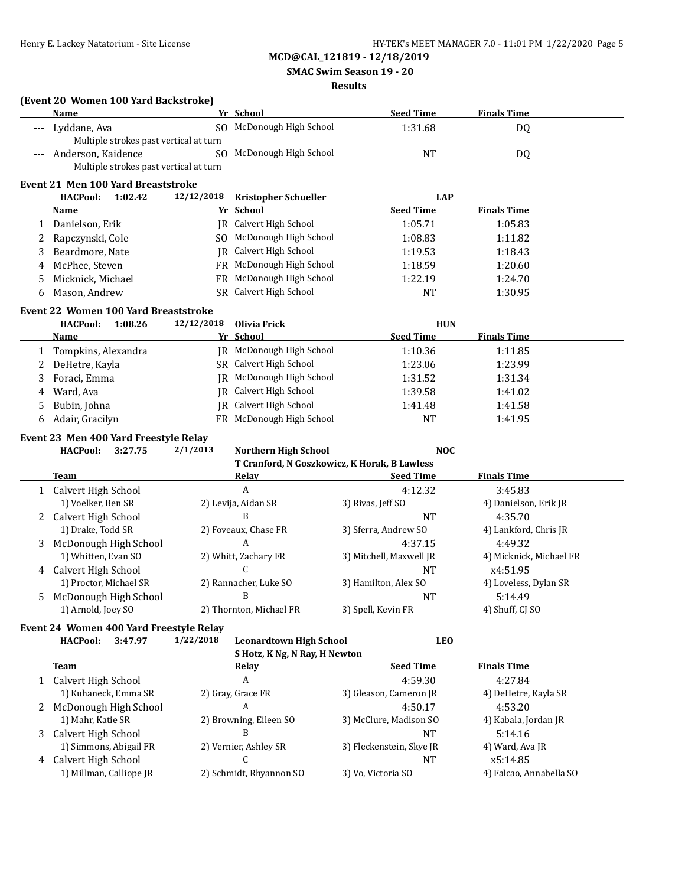**MCD@CAL_121819 - 12/18/2019**

**SMAC Swim Season 19 - 20**

**Results**

### (Event 20 Women 100 Yard Backstroke)

| | Name | Yr | School | Seed Time | Finals Time |
|---|---|---|---|---|---|
| --- | Lyddane, Ava | SO | McDonough High School | 1:31.68 | DQ |
| | Multiple strokes past vertical at turn | | | | |
| --- | Anderson, Kaidence | SO | McDonough High School | NT | DQ |
| | Multiple strokes past vertical at turn | | | | |

### Event 21 Men 100 Yard Breaststroke

**HACPool: 1:02.42 12/12/2018 Kristopher Schueller LAP**

| | Name | Yr | School | Seed Time | Finals Time |
|---|---|---|---|---|---|
| 1 | Danielson, Erik | JR | Calvert High School | 1:05.71 | 1:05.83 |
| 2 | Rapczynski, Cole | SO | McDonough High School | 1:08.83 | 1:11.82 |
| 3 | Beardmore, Nate | JR | Calvert High School | 1:19.53 | 1:18.43 |
| 4 | McPhee, Steven | FR | McDonough High School | 1:18.59 | 1:20.60 |
| 5 | Micknick, Michael | FR | McDonough High School | 1:22.19 | 1:24.70 |
| 6 | Mason, Andrew | SR | Calvert High School | NT | 1:30.95 |

### Event 22 Women 100 Yard Breaststroke

**HACPool: 1:08.26 12/12/2018 Olivia Frick HUN**

| | Name | Yr | School | Seed Time | Finals Time |
|---|---|---|---|---|---|
| 1 | Tompkins, Alexandra | JR | McDonough High School | 1:10.36 | 1:11.85 |
| 2 | DeHetre, Kayla | SR | Calvert High School | 1:23.06 | 1:23.99 |
| 3 | Foraci, Emma | JR | McDonough High School | 1:31.52 | 1:31.34 |
| 4 | Ward, Ava | JR | Calvert High School | 1:39.58 | 1:41.02 |
| 5 | Bubin, Johna | JR | Calvert High School | 1:41.48 | 1:41.58 |
| 6 | Adair, Gracilyn | FR | McDonough High School | NT | 1:41.95 |

### Event 23 Men 400 Yard Freestyle Relay

**HACPool: 3:27.75 2/1/2013 Northern High School NOC**

**T Cranford, N Goszkowicz, K Horak, B Lawless**

| | Team | Relay | Seed Time | Finals Time |
|---|---|---|---|---|
| 1 | Calvert High School | A | 4:12.32 | 3:45.83 |
| | 1) Voelker, Ben SR | 2) Levija, Aidan SR | 3) Rivas, Jeff SO | 4) Danielson, Erik JR |
| 2 | Calvert High School | B | NT | 4:35.70 |
| | 1) Drake, Todd SR | 2) Foveaux, Chase FR | 3) Sferra, Andrew SO | 4) Lankford, Chris JR |
| 3 | McDonough High School | A | 4:37.15 | 4:49.32 |
| | 1) Whitten, Evan SO | 2) Whitt, Zachary FR | 3) Mitchell, Maxwell JR | 4) Micknick, Michael FR |
| 4 | Calvert High School | C | NT | x4:51.95 |
| | 1) Proctor, Michael SR | 2) Rannacher, Luke SO | 3) Hamilton, Alex SO | 4) Loveless, Dylan SR |
| 5 | McDonough High School | B | NT | 5:14.49 |
| | 1) Arnold, Joey SO | 2) Thornton, Michael FR | 3) Spell, Kevin FR | 4) Shuff, CJ SO |

### Event 24 Women 400 Yard Freestyle Relay

**HACPool: 3:47.97 1/22/2018 Leonardtown High School LEO**

**S Hotz, K Ng, N Ray, H Newton**

| | Team | Relay | Seed Time | Finals Time |
|---|---|---|---|---|
| 1 | Calvert High School | A | 4:59.30 | 4:27.84 |
| | 1) Kuhaneck, Emma SR | 2) Gray, Grace FR | 3) Gleason, Cameron JR | 4) DeHetre, Kayla SR |
| 2 | McDonough High School | A | 4:50.17 | 4:53.20 |
| | 1) Mahr, Katie SR | 2) Browning, Eileen SO | 3) McClure, Madison SO | 4) Kabala, Jordan JR |
| 3 | Calvert High School | B | NT | 5:14.16 |
| | 1) Simmons, Abigail FR | 2) Vernier, Ashley SR | 3) Fleckenstein, Skye JR | 4) Ward, Ava JR |
| 4 | Calvert High School | C | NT | x5:14.85 |
| | 1) Millman, Calliope JR | 2) Schmidt, Rhyannon SO | 3) Vo, Victoria SO | 4) Falcao, Annabella SO |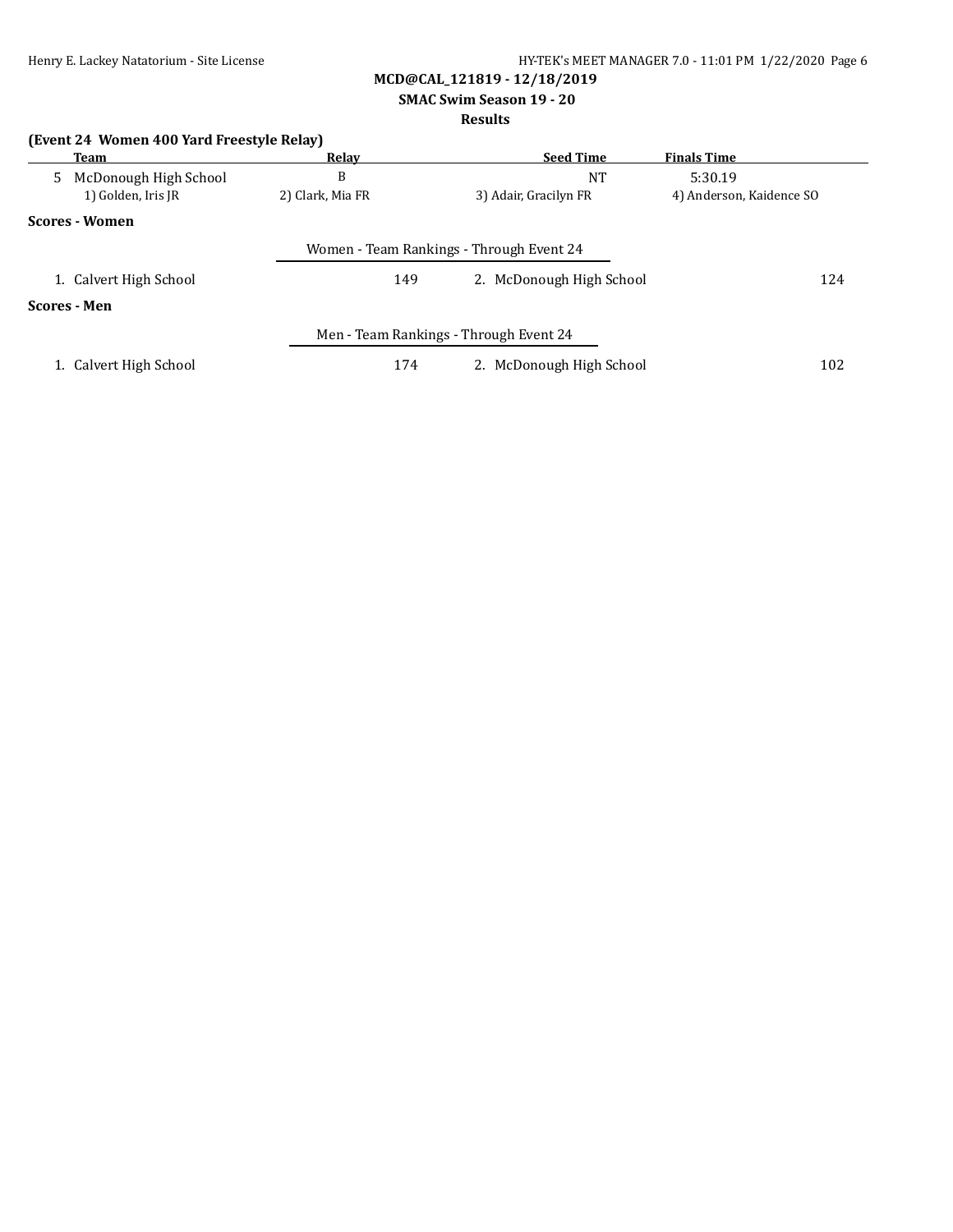**MCD@CAL_121819 - 12/18/2019**

**SMAC Swim Season 19 - 20**

**Results**

**(Event 24 Women 400 Yard Freestyle Relay)**

| | Team | Relay | Seed Time | Finals Time |
|---|---|---|---|---|
| 5 | McDonough High School | B | NT | 5:30.19 |
| | 1) Golden, Iris JR | 2) Clark, Mia FR | 3) Adair, Gracilyn FR | 4) Anderson, Kaidence SO |

**Scores - Women**

Women - Team Rankings - Through Event 24

| | | | |
|---|---|---|---|
| 1. Calvert High School | 149 | 2. McDonough High School | 124 |

**Scores - Men**

Men - Team Rankings - Through Event 24

| | | | |
|---|---|---|---|
| 1. Calvert High School | 174 | 2. McDonough High School | 102 |